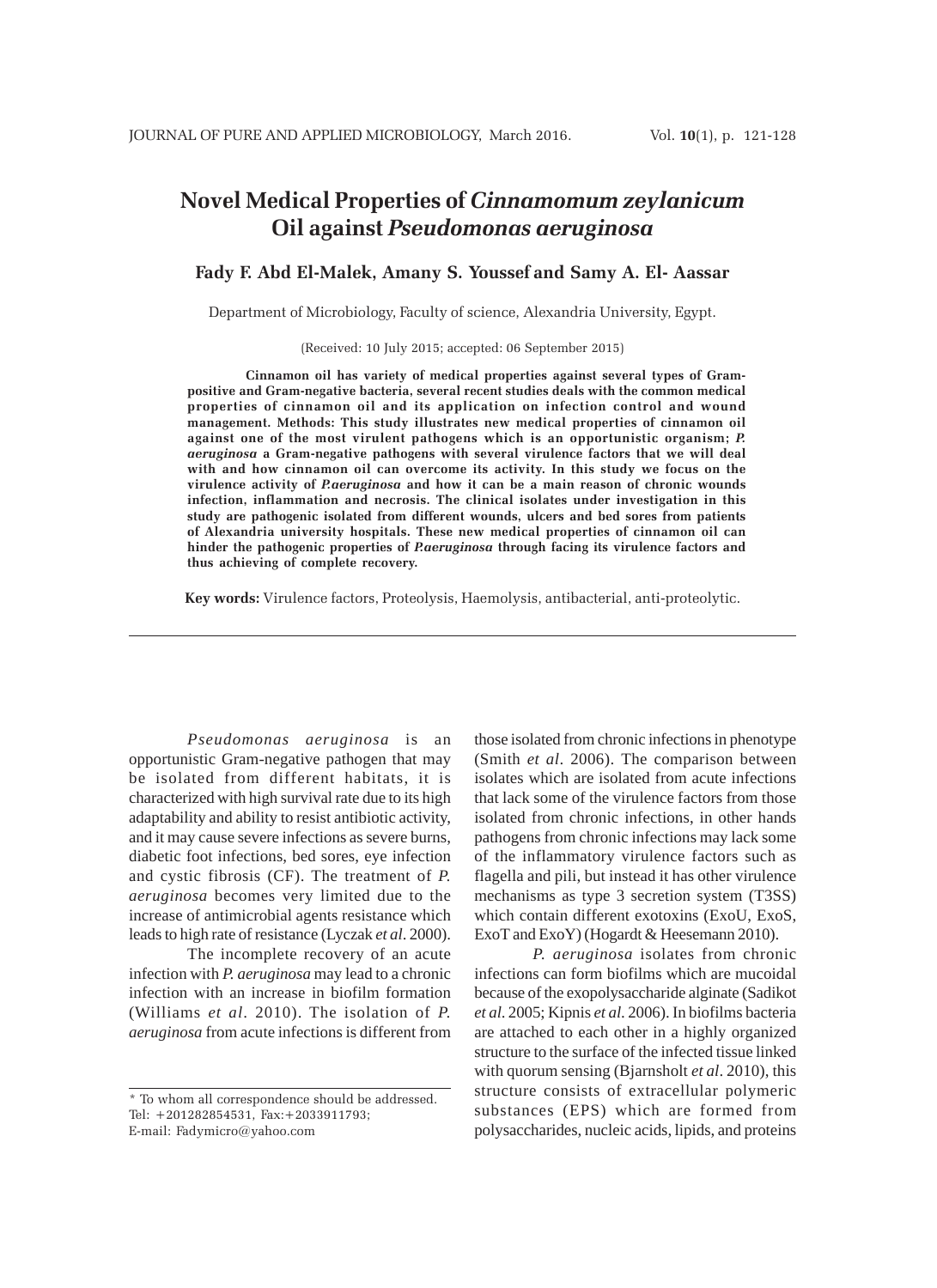# Novel Medical Properties of *Cinnamomum zeylanicum* Oil against *Pseudomonas aeruginosa*

**Fady F. Abd El-Malek, Amany S. Youssef and Samy A. El- Aassar**

Department of Microbiology, Faculty of science, Alexandria University, Egypt.

(Received: 10 July 2015; accepted: 06 September 2015)

**Cinnamon oil has variety of medical properties against several types of Gram-positive and Gram-negative bacteria, several recent studies deals with the common medical properties of cinnamon oil and its application on infection control and wound management. Methods: This study illustrates new medical properties of cinnamon oil against one of the most virulent pathogens which is an opportunistic organism; *P. aeruginosa* a Gram-negative pathogens with several virulence factors that we will deal with and how cinnamon oil can overcome its activity. In this study we focus on the virulence activity of *P.aeruginosa* and how it can be a main reason of chronic wounds infection, inflammation and necrosis. The clinical isolates under investigation in this study are pathogenic isolated from different wounds, ulcers and bed sores from patients of Alexandria university hospitals. These new medical properties of cinnamon oil can hinder the pathogenic properties of *P.aeruginosa* through facing its virulence factors and thus achieving of complete recovery.**

**Key words:** Virulence factors, Proteolysis, Haemolysis, antibacterial, anti-proteolytic.

---

*Pseudomonas aeruginosa* is an opportunistic Gram-negative pathogen that may be isolated from different habitats, it is characterized with high survival rate due to its high adaptability and ability to resist antibiotic activity, and it may cause severe infections as severe burns, diabetic foot infections, bed sores, eye infection and cystic fibrosis (CF). The treatment of *P. aeruginosa* becomes very limited due to the increase of antimicrobial agents resistance which leads to high rate of resistance (Lyczak *et al*. 2000).

The incomplete recovery of an acute infection with *P. aeruginosa* may lead to a chronic infection with an increase in biofilm formation (Williams *et al*. 2010). The isolation of *P. aeruginosa* from acute infections is different from those isolated from chronic infections in phenotype (Smith *et al*. 2006). The comparison between isolates which are isolated from acute infections that lack some of the virulence factors from those isolated from chronic infections, in other hands pathogens from chronic infections may lack some of the inflammatory virulence factors such as flagella and pili, but instead it has other virulence mechanisms as type 3 secretion system (T3SS) which contain different exotoxins (ExoU, ExoS, ExoT and ExoY) (Hogardt & Heesemann 2010).

*P. aeruginosa* isolates from chronic infections can form biofilms which are mucoidal because of the exopolysaccharide alginate (Sadikot *et al*. 2005; Kipnis *et al*. 2006). In biofilms bacteria are attached to each other in a highly organized structure to the surface of the infected tissue linked with quorum sensing (Bjarnsholt *et al*. 2010), this structure consists of extracellular polymeric substances (EPS) which are formed from polysaccharides, nucleic acids, lipids, and proteins

---

* To whom all correspondence should be addressed.
Tel: +201282854531, Fax:+2033911793;
E-mail: Fadymicro@yahoo.com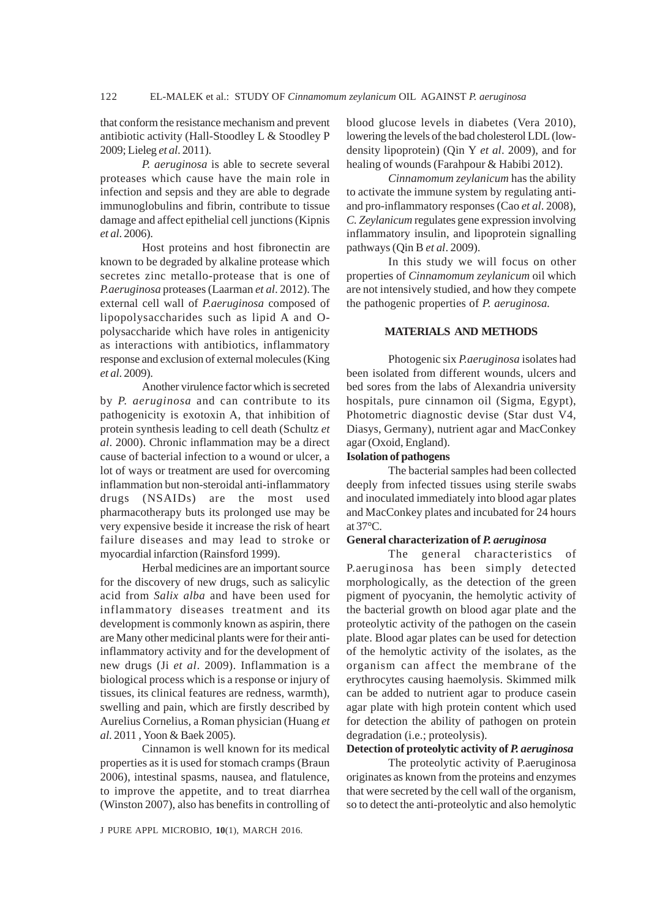that conform the resistance mechanism and prevent antibiotic activity (Hall-Stoodley L & Stoodley P 2009; Lieleg *et al.* 2011).

*P. aeruginosa* is able to secrete several proteases which cause have the main role in infection and sepsis and they are able to degrade immunoglobulins and fibrin, contribute to tissue damage and affect epithelial cell junctions (Kipnis *et al.* 2006).

Host proteins and host fibronectin are known to be degraded by alkaline protease which secretes zinc metallo-protease that is one of *P.aeruginosa* proteases (Laarman *et al*. 2012). The external cell wall of *P.aeruginosa* composed of lipopolysaccharides such as lipid A and O-polysaccharide which have roles in antigenicity as interactions with antibiotics, inflammatory response and exclusion of external molecules (King *et al.* 2009).

Another virulence factor which is secreted by *P. aeruginosa* and can contribute to its pathogenicity is exotoxin A, that inhibition of protein synthesis leading to cell death (Schultz *et al*. 2000). Chronic inflammation may be a direct cause of bacterial infection to a wound or ulcer, a lot of ways or treatment are used for overcoming inflammation but non-steroidal anti-inflammatory drugs (NSAIDs) are the most used pharmacotherapy buts its prolonged use may be very expensive beside it increase the risk of heart failure diseases and may lead to stroke or myocardial infarction (Rainsford 1999).

Herbal medicines are an important source for the discovery of new drugs, such as salicylic acid from *Salix alba* and have been used for inflammatory diseases treatment and its development is commonly known as aspirin, there are Many other medicinal plants were for their anti-inflammatory activity and for the development of new drugs (Ji *et al*. 2009). Inflammation is a biological process which is a response or injury of tissues, its clinical features are redness, warmth), swelling and pain, which are firstly described by Aurelius Cornelius, a Roman physician (Huang *et al.* 2011 , Yoon & Baek 2005).

Cinnamon is well known for its medical properties as it is used for stomach cramps (Braun 2006), intestinal spasms, nausea, and flatulence, to improve the appetite, and to treat diarrhea (Winston 2007), also has benefits in controlling of blood glucose levels in diabetes (Vera 2010), lowering the levels of the bad cholesterol LDL (low-density lipoprotein) (Qin Y *et al*. 2009), and for healing of wounds (Farahpour & Habibi 2012).

*Cinnamomum zeylanicum* has the ability to activate the immune system by regulating anti-and pro-inflammatory responses (Cao *et al*. 2008), *C. Zeylanicum* regulates gene expression involving inflammatory insulin, and lipoprotein signalling pathways (Qin B *et al*. 2009).

In this study we will focus on other properties of *Cinnamomum zeylanicum* oil which are not intensively studied, and how they compete the pathogenic properties of *P. aeruginosa.*

## MATERIALS AND METHODS

Photogenic six *P.aeruginosa* isolates had been isolated from different wounds, ulcers and bed sores from the labs of Alexandria university hospitals, pure cinnamon oil (Sigma, Egypt), Photometric diagnostic devise (Star dust V4, Diasys, Germany), nutrient agar and MacConkey agar (Oxoid, England).

### Isolation of pathogens

The bacterial samples had been collected deeply from infected tissues using sterile swabs and inoculated immediately into blood agar plates and MacConkey plates and incubated for 24 hours at 37°C.

### General characterization of *P. aeruginosa*

The general characteristics of P.aeruginosa has been simply detected morphologically, as the detection of the green pigment of pyocyanin, the hemolytic activity of the bacterial growth on blood agar plate and the proteolytic activity of the pathogen on the casein plate. Blood agar plates can be used for detection of the hemolytic activity of the isolates, as the organism can affect the membrane of the erythrocytes causing haemolysis. Skimmed milk can be added to nutrient agar to produce casein agar plate with high protein content which used for detection the ability of pathogen on protein degradation (i.e.; proteolysis).

### Detection of proteolytic activity of *P. aeruginosa*

The proteolytic activity of P.aeruginosa originates as known from the proteins and enzymes that were secreted by the cell wall of the organism, so to detect the anti-proteolytic and also hemolytic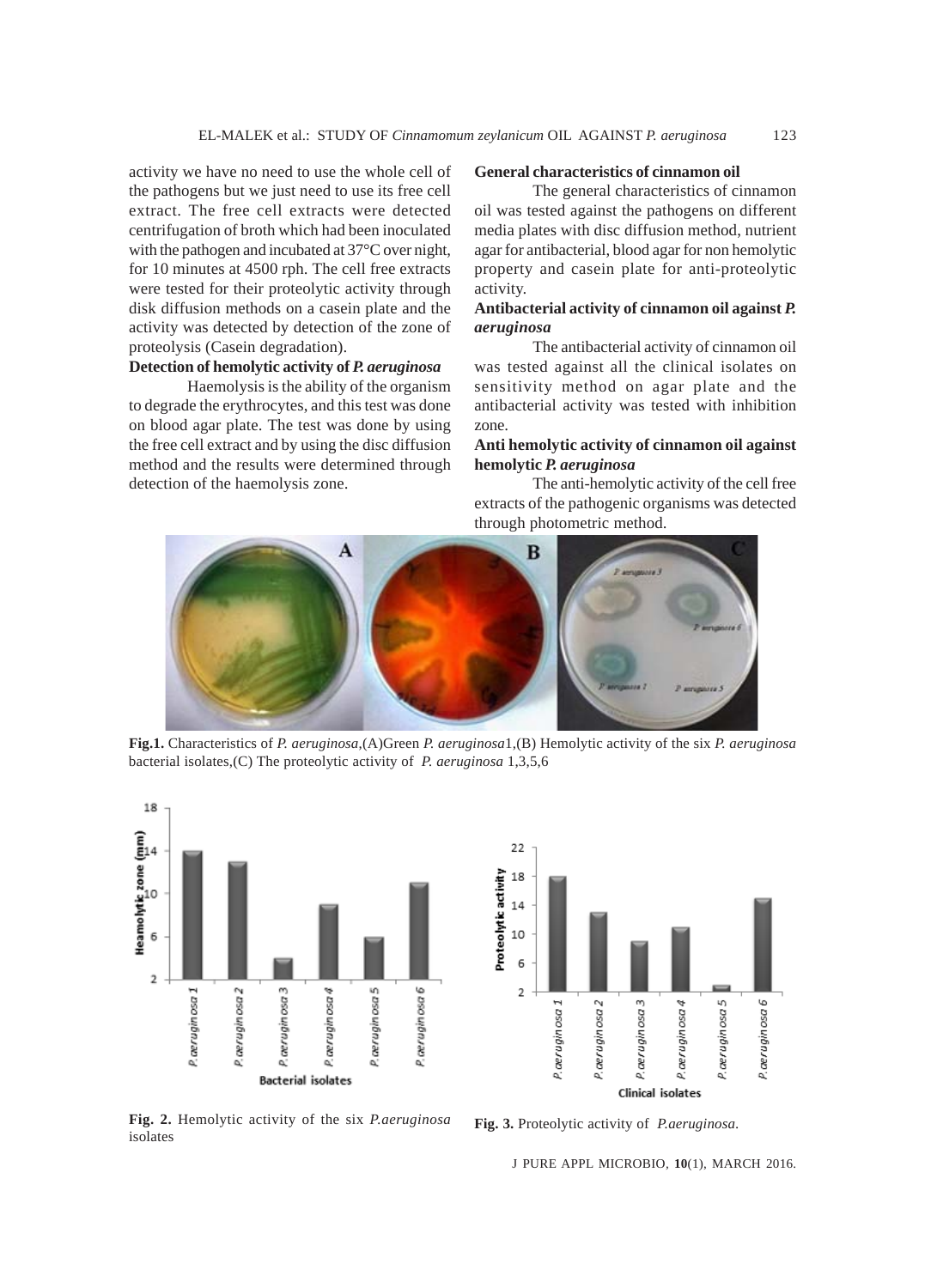activity we have no need to use the whole cell of the pathogens but we just need to use its free cell extract. The free cell extracts were detected centrifugation of broth which had been inoculated with the pathogen and incubated at 37°C over night, for 10 minutes at 4500 rph. The cell free extracts were tested for their proteolytic activity through disk diffusion methods on a casein plate and the activity was detected by detection of the zone of proteolysis (Casein degradation).

**Detection of hemolytic activity of *P. aeruginosa***

Haemolysis is the ability of the organism to degrade the erythrocytes, and this test was done on blood agar plate. The test was done by using the free cell extract and by using the disc diffusion method and the results were determined through detection of the haemolysis zone.

**General characteristics of cinnamon oil**

The general characteristics of cinnamon oil was tested against the pathogens on different media plates with disc diffusion method, nutrient agar for antibacterial, blood agar for non hemolytic property and casein plate for anti-proteolytic activity.

**Antibacterial activity of cinnamon oil against *P. aeruginosa***

The antibacterial activity of cinnamon oil was tested against all the clinical isolates on sensitivity method on agar plate and the antibacterial activity was tested with inhibition zone.

**Anti hemolytic activity of cinnamon oil against hemolytic *P. aeruginosa***

The anti-hemolytic activity of the cell free extracts of the pathogenic organisms was detected through photometric method.

A
B
C
P. aeruginosa 3
P. aeruginosa 6
P. aeruginosa 1
P. aeruginosa 5

**Fig.1.** Characteristics of *P. aeruginosa*,(A)Green *P. aeruginosa*1,(B) Hemolytic activity of the six *P. aeruginosa* bacterial isolates,(C) The proteolytic activity of *P. aeruginosa* 1,3,5,6

Heamolytic zone (mm)
18
14
10
6
2
P. aeruginosa 1
P. aeruginosa 2
P. aeruginosa 3
P. aeruginosa 4
P. aeruginosa 5
P. aeruginosa 6
Bacterial isolates

**Fig. 2.** Hemolytic activity of the six *P.aeruginosa* isolates

Proteolytic activity
22
18
14
10
6
2
P. aeruginosa 1
P. aeruginosa 2
P. aeruginosa 3
P. aeruginosa 4
P. aeruginosa 5
P. aeruginosa 6
Clinical isolates

**Fig. 3.** Proteolytic activity of *P.aeruginosa*.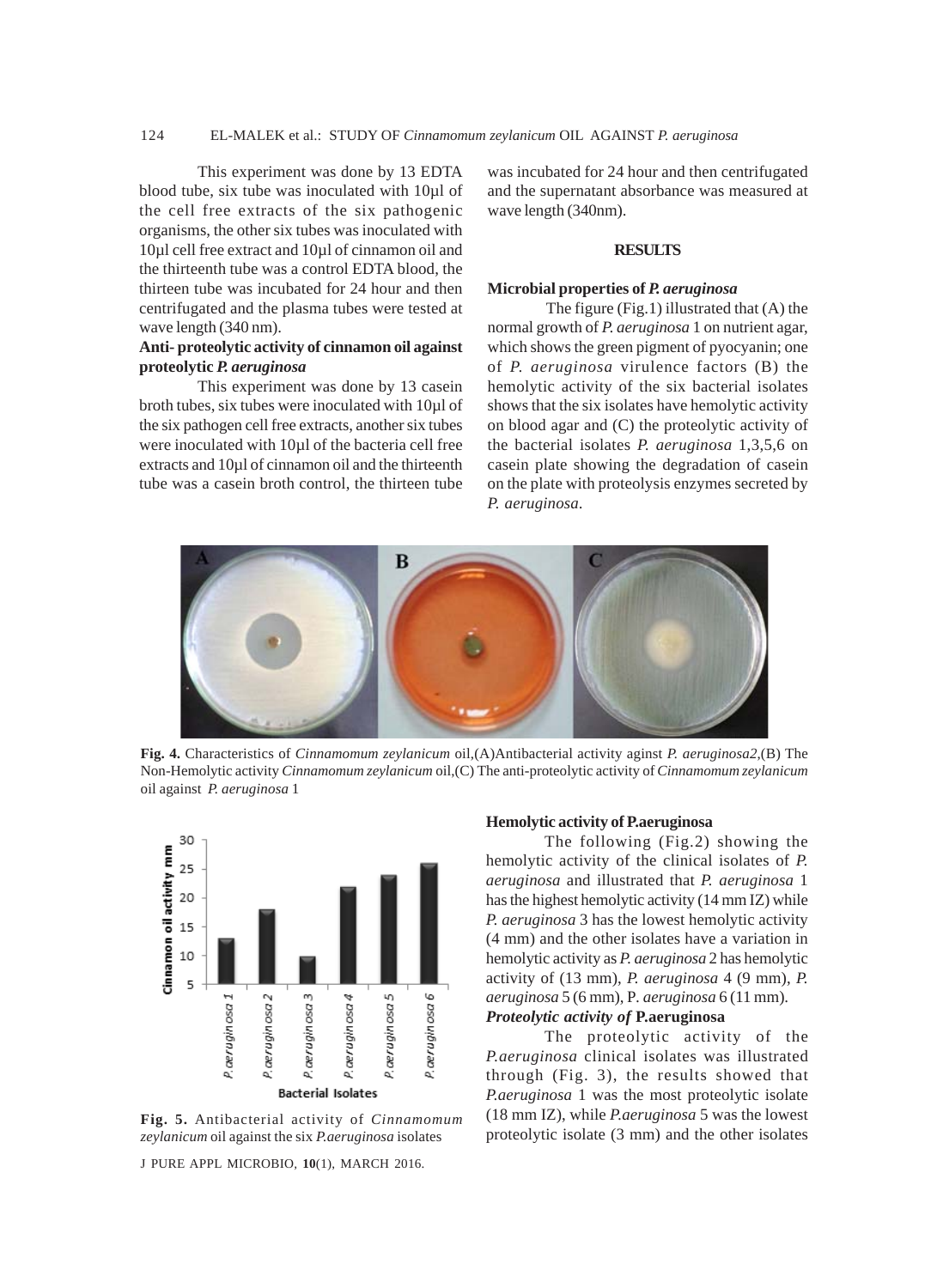This experiment was done by 13 EDTA blood tube, six tube was inoculated with 10µl of the cell free extracts of the six pathogenic organisms, the other six tubes was inoculated with 10µl cell free extract and 10µl of cinnamon oil and the thirteenth tube was a control EDTA blood, the thirteen tube was incubated for 24 hour and then centrifugated and the plasma tubes were tested at wave length (340 nm).

**Anti- proteolytic activity of cinnamon oil against proteolytic *P. aeruginosa***

This experiment was done by 13 casein broth tubes, six tubes were inoculated with 10µl of the six pathogen cell free extracts, another six tubes were inoculated with 10µl of the bacteria cell free extracts and 10µl of cinnamon oil and the thirteenth tube was a casein broth control, the thirteen tube was incubated for 24 hour and then centrifugated and the supernatant absorbance was measured at wave length (340nm).

## RESULTS

**Microbial properties of *P. aeruginosa***

The figure (Fig.1) illustrated that (A) the normal growth of *P. aeruginosa* 1 on nutrient agar, which shows the green pigment of pyocyanin; one of *P. aeruginosa* virulence factors (B) the hemolytic activity of the six bacterial isolates shows that the six isolates have hemolytic activity on blood agar and (C) the proteolytic activity of the bacterial isolates *P. aeruginosa* 1,3,5,6 on casein plate showing the degradation of casein on the plate with proteolysis enzymes secreted by *P. aeruginosa*.

A

B

C

**Fig. 4.** Characteristics of *Cinnamomum zeylanicum* oil,(A)Antibacterial activity aginst *P. aeruginosa2*,(B) The Non-Hemolytic activity *Cinnamomum zeylanicum* oil,(C) The anti-proteolytic activity of *Cinnamomum zeylanicum* oil against *P. aeruginosa* 1

Cinnamon oil activity mm

30
25
20
15
10
5

P. aeruginosa 1
P. aeruginosa 2
P. aeruginosa 3
P. aeruginosa 4
P. aeruginosa 5
P. aeruginosa 6

Bacterial Isolates

**Fig. 5.** Antibacterial activity of *Cinnamomum zeylanicum* oil against the six *P.aeruginosa* isolates

**Hemolytic activity of P.aeruginosa**

The following (Fig.2) showing the hemolytic activity of the clinical isolates of *P. aeruginosa* and illustrated that *P. aeruginosa* 1 has the highest hemolytic activity (14 mm IZ) while *P. aeruginosa* 3 has the lowest hemolytic activity (4 mm) and the other isolates have a variation in hemolytic activity as *P. aeruginosa* 2 has hemolytic activity of (13 mm), *P. aeruginosa* 4 (9 mm), *P. aeruginosa* 5 (6 mm), P. *aeruginosa* 6 (11 mm).

***Proteolytic activity of* P.aeruginosa**

The proteolytic activity of the *P.aeruginosa* clinical isolates was illustrated through (Fig. 3), the results showed that *P.aeruginosa* 1 was the most proteolytic isolate (18 mm IZ), while *P.aeruginosa* 5 was the lowest proteolytic isolate (3 mm) and the other isolates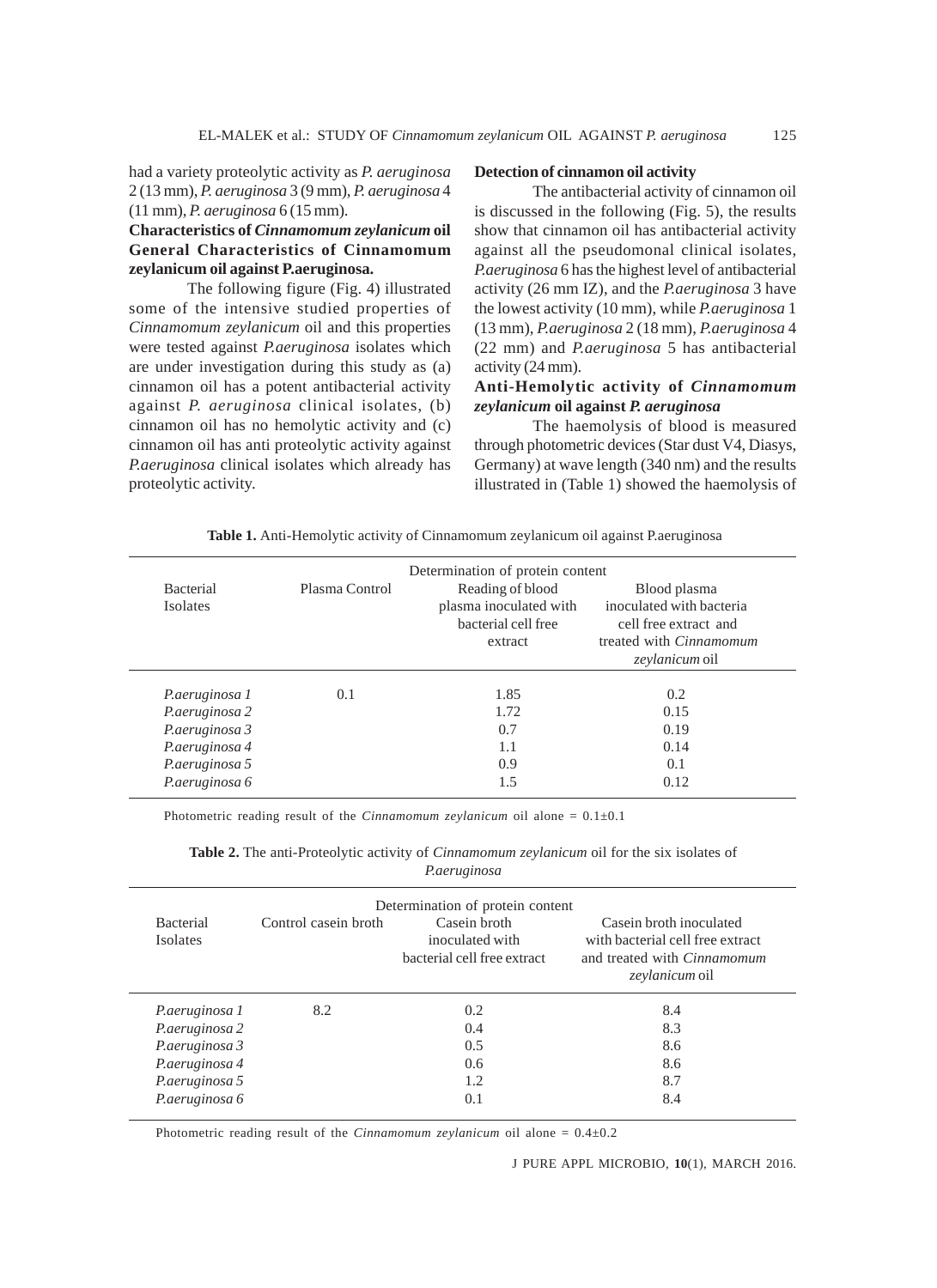had a variety proteolytic activity as *P. aeruginosa* 2 (13 mm), *P. aeruginosa* 3 (9 mm), *P. aeruginosa* 4 (11 mm), *P. aeruginosa* 6 (15 mm).

**Characteristics of *Cinnamomum zeylanicum* oil**

**General Characteristics of Cinnamomum zeylanicum oil against P.aeruginosa.**

The following figure (Fig. 4) illustrated some of the intensive studied properties of *Cinnamomum zeylanicum* oil and this properties were tested against *P.aeruginosa* isolates which are under investigation during this study as (a) cinnamon oil has a potent antibacterial activity against *P. aeruginosa* clinical isolates, (b) cinnamon oil has no hemolytic activity and (c) cinnamon oil has anti proteolytic activity against *P.aeruginosa* clinical isolates which already has proteolytic activity.

**Detection of cinnamon oil activity**

The antibacterial activity of cinnamon oil is discussed in the following (Fig. 5), the results show that cinnamon oil has antibacterial activity against all the pseudomonal clinical isolates, *P.aeruginosa* 6 has the highest level of antibacterial activity (26 mm IZ), and the *P.aeruginosa* 3 have the lowest activity (10 mm), while *P.aeruginosa* 1 (13 mm), *P.aeruginosa* 2 (18 mm), *P.aeruginosa* 4 (22 mm) and *P.aeruginosa* 5 has antibacterial activity (24 mm).

**Anti-Hemolytic activity of *Cinnamomum zeylanicum* oil against *P. aeruginosa***

The haemolysis of blood is measured through photometric devices (Star dust V4, Diasys, Germany) at wave length (340 nm) and the results illustrated in (Table 1) showed the haemolysis of

**Table 1.** Anti-Hemolytic activity of Cinnamomum zeylanicum oil against P.aeruginosa

| Bacterial Isolates | Determination of protein content | | |
|---|---|---|---|
| | Plasma Control | Reading of blood plasma inoculated with bacterial cell free extract | Blood plasma inoculated with bacteria cell free extract and treated with *Cinnamomum zeylanicum* oil |
| *P.aeruginosa 1* | 0.1 | 1.85 | 0.2 |
| *P.aeruginosa 2* | | 1.72 | 0.15 |
| *P.aeruginosa 3* | | 0.7 | 0.19 |
| *P.aeruginosa 4* | | 1.1 | 0.14 |
| *P.aeruginosa 5* | | 0.9 | 0.1 |
| *P.aeruginosa 6* | | 1.5 | 0.12 |

Photometric reading result of the *Cinnamomum zeylanicum* oil alone = $0.1\pm0.1$

**Table 2.** The anti-Proteolytic activity of *Cinnamomum zeylanicum* oil for the six isolates of *P.aeruginosa*

| Bacterial Isolates | Determination of protein content | | |
|---|---|---|---|
| | Control casein broth | Casein broth inoculated with bacterial cell free extract | Casein broth inoculated with bacterial cell free extract and treated with *Cinnamomum zeylanicum* oil |
| *P.aeruginosa 1* | 8.2 | 0.2 | 8.4 |
| *P.aeruginosa 2* | | 0.4 | 8.3 |
| *P.aeruginosa 3* | | 0.5 | 8.6 |
| *P.aeruginosa 4* | | 0.6 | 8.6 |
| *P.aeruginosa 5* | | 1.2 | 8.7 |
| *P.aeruginosa 6* | | 0.1 | 8.4 |

Photometric reading result of the *Cinnamomum zeylanicum* oil alone = $0.4\pm0.2$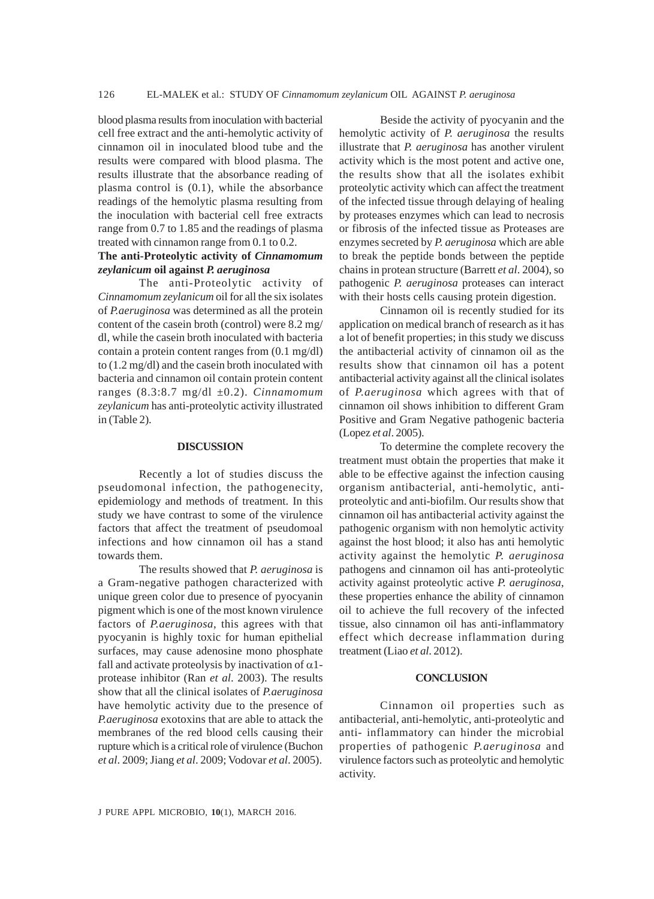blood plasma results from inoculation with bacterial cell free extract and the anti-hemolytic activity of cinnamon oil in inoculated blood tube and the results were compared with blood plasma. The results illustrate that the absorbance reading of plasma control is (0.1), while the absorbance readings of the hemolytic plasma resulting from the inoculation with bacterial cell free extracts range from 0.7 to 1.85 and the readings of plasma treated with cinnamon range from 0.1 to 0.2.

**The anti-Proteolytic activity of *Cinnamomum zeylanicum* oil against *P. aeruginosa***

The anti-Proteolytic activity of *Cinnamomum zeylanicum* oil for all the six isolates of *P.aeruginosa* was determined as all the protein content of the casein broth (control) were 8.2 mg/dl, while the casein broth inoculated with bacteria contain a protein content ranges from (0.1 mg/dl) to (1.2 mg/dl) and the casein broth inoculated with bacteria and cinnamon oil contain protein content ranges (8.3:8.7 mg/dl $\pm$0.2). *Cinnamomum zeylanicum* has anti-proteolytic activity illustrated in (Table 2).

## DISCUSSION

Recently a lot of studies discuss the pseudomonal infection, the pathogenecity, epidemiology and methods of treatment. In this study we have contrast to some of the virulence factors that affect the treatment of pseudomoal infections and how cinnamon oil has a stand towards them.

The results showed that *P. aeruginosa* is a Gram-negative pathogen characterized with unique green color due to presence of pyocyanin pigment which is one of the most known virulence factors of *P.aeruginosa*, this agrees with that pyocyanin is highly toxic for human epithelial surfaces, may cause adenosine mono phosphate fall and activate proteolysis by inactivation of $\alpha$1-protease inhibitor (Ran *et al*. 2003). The results show that all the clinical isolates of *P.aeruginosa* have hemolytic activity due to the presence of *P.aeruginosa* exotoxins that are able to attack the membranes of the red blood cells causing their rupture which is a critical role of virulence (Buchon *et al*. 2009; Jiang *et al*. 2009; Vodovar *et al*. 2005).

Beside the activity of pyocyanin and the hemolytic activity of *P. aeruginosa* the results illustrate that *P. aeruginosa* has another virulent activity which is the most potent and active one, the results show that all the isolates exhibit proteolytic activity which can affect the treatment of the infected tissue through delaying of healing by proteases enzymes which can lead to necrosis or fibrosis of the infected tissue as Proteases are enzymes secreted by *P. aeruginosa* which are able to break the peptide bonds between the peptide chains in protean structure (Barrett *et al*. 2004), so pathogenic *P. aeruginosa* proteases can interact with their hosts cells causing protein digestion.

Cinnamon oil is recently studied for its application on medical branch of research as it has a lot of benefit properties; in this study we discuss the antibacterial activity of cinnamon oil as the results show that cinnamon oil has a potent antibacterial activity against all the clinical isolates of *P.aeruginosa* which agrees with that of cinnamon oil shows inhibition to different Gram Positive and Gram Negative pathogenic bacteria (Lopez *et al*. 2005).

To determine the complete recovery the treatment must obtain the properties that make it able to be effective against the infection causing organism antibacterial, anti-hemolytic, anti-proteolytic and anti-biofilm. Our results show that cinnamon oil has antibacterial activity against the pathogenic organism with non hemolytic activity against the host blood; it also has anti hemolytic activity against the hemolytic *P. aeruginosa* pathogens and cinnamon oil has anti-proteolytic activity against proteolytic active *P. aeruginosa*, these properties enhance the ability of cinnamon oil to achieve the full recovery of the infected tissue, also cinnamon oil has anti-inflammatory effect which decrease inflammation during treatment (Liao *et al*. 2012).

## CONCLUSION

Cinnamon oil properties such as antibacterial, anti-hemolytic, anti-proteolytic and anti- inflammatory can hinder the microbial properties of pathogenic *P.aeruginosa* and virulence factors such as proteolytic and hemolytic activity.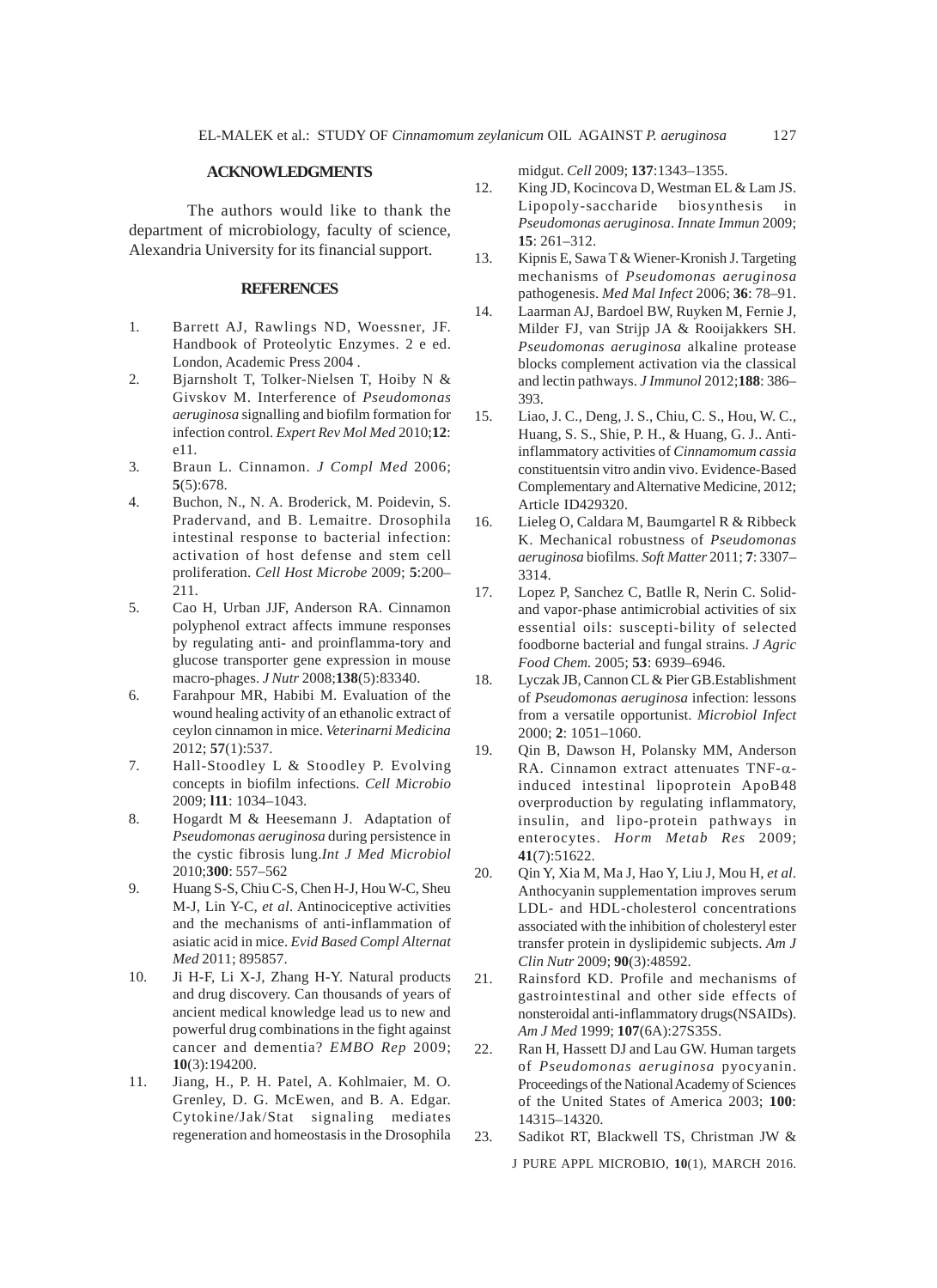## ACKNOWLEDGMENTS

The authors would like to thank the department of microbiology, faculty of science, Alexandria University for its financial support.

## REFERENCES

1. Barrett AJ, Rawlings ND, Woessner, JF. Handbook of Proteolytic Enzymes. 2 e ed. London, Academic Press 2004 .
2. Bjarnsholt T, Tolker-Nielsen T, Hoiby N & Givskov M. Interference of *Pseudomonas aeruginosa* signalling and biofilm formation for infection control. *Expert Rev Mol Med* 2010;**12**: e11.
3. Braun L. Cinnamon. *J Compl Med* 2006; **5**(5):678.
4. Buchon, N., N. A. Broderick, M. Poidevin, S. Pradervand, and B. Lemaitre. Drosophila intestinal response to bacterial infection: activation of host defense and stem cell proliferation. *Cell Host Microbe* 2009; **5**:200–211.
5. Cao H, Urban JJF, Anderson RA. Cinnamon polyphenol extract affects immune responses by regulating anti- and proinflamma-tory and glucose transporter gene expression in mouse macro-phages. *J Nutr* 2008;**138**(5):83340.
6. Farahpour MR, Habibi M. Evaluation of the wound healing activity of an ethanolic extract of ceylon cinnamon in mice. *Veterinarni Medicina* 2012; **57**(1):537.
7. Hall-Stoodley L & Stoodley P. Evolving concepts in biofilm infections. *Cell Microbio* 2009; **l11**: 1034–1043.
8. Hogardt M & Heesemann J. Adaptation of *Pseudomonas aeruginosa* during persistence in the cystic fibrosis lung.*Int J Med Microbiol* 2010;**300**: 557–562
9. Huang S-S, Chiu C-S, Chen H-J, Hou W-C, Sheu M-J, Lin Y-C, *et al*. Antinociceptive activities and the mechanisms of anti-inflammation of asiatic acid in mice. *Evid Based Compl Alternat Med* 2011; 895857.
10. Ji H-F, Li X-J, Zhang H-Y. Natural products and drug discovery. Can thousands of years of ancient medical knowledge lead us to new and powerful drug combinations in the fight against cancer and dementia? *EMBO Rep* 2009; **10**(3):194200.
11. Jiang, H., P. H. Patel, A. Kohlmaier, M. O. Grenley, D. G. McEwen, and B. A. Edgar. Cytokine/Jak/Stat signaling mediates regeneration and homeostasis in the Drosophila midgut. *Cell* 2009; **137**:1343–1355.
12. King JD, Kocincova D, Westman EL & Lam JS. Lipopoly-saccharide biosynthesis in *Pseudomonas aeruginosa*. *Innate Immun* 2009; **15**: 261–312.
13. Kipnis E, Sawa T & Wiener-Kronish J. Targeting mechanisms of *Pseudomonas aeruginosa* pathogenesis. *Med Mal Infect* 2006; **36**: 78–91.
14. Laarman AJ, Bardoel BW, Ruyken M, Fernie J, Milder FJ, van Strijp JA & Rooijakkers SH. *Pseudomonas aeruginosa* alkaline protease blocks complement activation via the classical and lectin pathways. *J Immunol* 2012;**188**: 386–393.
15. Liao, J. C., Deng, J. S., Chiu, C. S., Hou, W. C., Huang, S. S., Shie, P. H., & Huang, G. J.. Anti-inflammatory activities of *Cinnamomum cassia* constituentsin vitro andin vivo. Evidence-Based Complementary and Alternative Medicine, 2012; Article ID429320.
16. Lieleg O, Caldara M, Baumgartel R & Ribbeck K. Mechanical robustness of *Pseudomonas aeruginosa* biofilms. *Soft Matter* 2011; **7**: 3307–3314.
17. Lopez P, Sanchez C, Batlle R, Nerin C. Solid- and vapor-phase antimicrobial activities of six essential oils: suscepti-bility of selected foodborne bacterial and fungal strains. *J Agric Food Chem.* 2005; **53**: 6939–6946.
18. Lyczak JB, Cannon CL & Pier GB.Establishment of *Pseudomonas aeruginosa* infection: lessons from a versatile opportunist. *Microbiol Infect* 2000; **2**: 1051–1060.
19. Qin B, Dawson H, Polansky MM, Anderson RA. Cinnamon extract attenuates TNF-$\alpha$-induced intestinal lipoprotein ApoB48 overproduction by regulating inflammatory, insulin, and lipo-protein pathways in enterocytes. *Horm Metab Res* 2009; **41**(7):51622.
20. Qin Y, Xia M, Ma J, Hao Y, Liu J, Mou H, *et al*. Anthocyanin supplementation improves serum LDL- and HDL-cholesterol concentrations associated with the inhibition of cholesteryl ester transfer protein in dyslipidemic subjects. *Am J Clin Nutr* 2009; **90**(3):48592.
21. Rainsford KD. Profile and mechanisms of gastrointestinal and other side effects of nonsteroidal anti-inflammatory drugs(NSAIDs). *Am J Med* 1999; **107**(6A):27S35S.
22. Ran H, Hassett DJ and Lau GW. Human targets of *Pseudomonas aeruginosa* pyocyanin. Proceedings of the National Academy of Sciences of the United States of America 2003; **100**: 14315–14320.
23. Sadikot RT, Blackwell TS, Christman JW &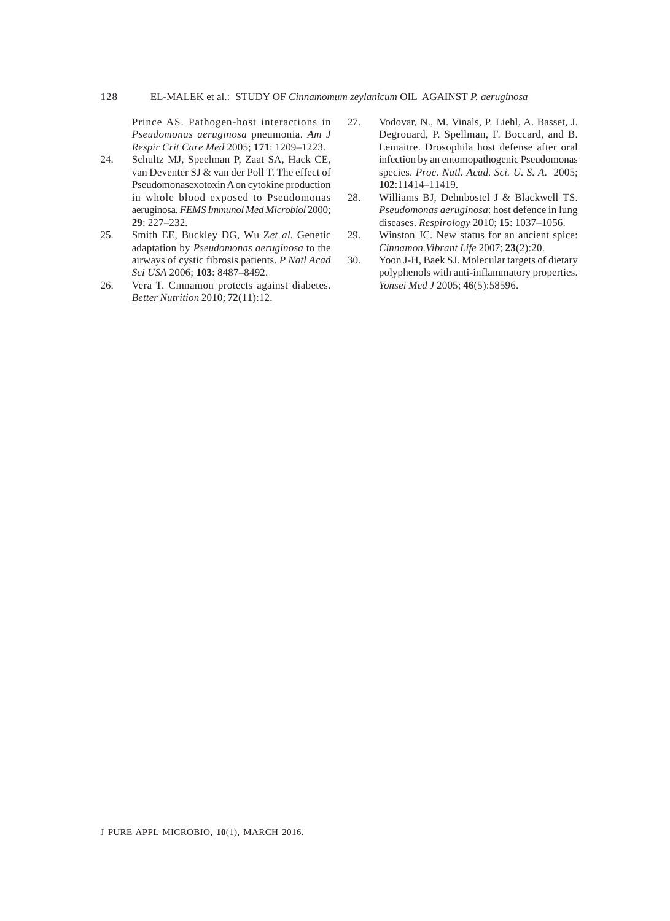Prince AS. Pathogen-host interactions in *Pseudomonas aeruginosa* pneumonia. *Am J Respir Crit Care Med* 2005; **171**: 1209–1223.

24. Schultz MJ, Speelman P, Zaat SA, Hack CE, van Deventer SJ & van der Poll T. The effect of Pseudomonasexotoxin A on cytokine production in whole blood exposed to Pseudomonas aeruginosa. *FEMS Immunol Med Microbiol* 2000; **29**: 227–232.
25. Smith EE, Buckley DG, Wu Z*et al.* Genetic adaptation by *Pseudomonas aeruginosa* to the airways of cystic fibrosis patients. *P Natl Acad Sci USA* 2006; **103**: 8487–8492.
26. Vera T. Cinnamon protects against diabetes. *Better Nutrition* 2010; **72**(11):12.
27. Vodovar, N., M. Vinals, P. Liehl, A. Basset, J. Degrouard, P. Spellman, F. Boccard, and B. Lemaitre. Drosophila host defense after oral infection by an entomopathogenic Pseudomonas species. *Proc. Natl. Acad. Sci. U. S. A.* 2005; **102**:11414–11419.
28. Williams BJ, Dehnbostel J & Blackwell TS. *Pseudomonas aeruginosa*: host defence in lung diseases. *Respirology* 2010; **15**: 1037–1056.
29. Winston JC. New status for an ancient spice: *Cinnamon.Vibrant Life* 2007; **23**(2):20.
30. Yoon J-H, Baek SJ. Molecular targets of dietary polyphenols with anti-inflammatory properties. *Yonsei Med J* 2005; **46**(5):58596.